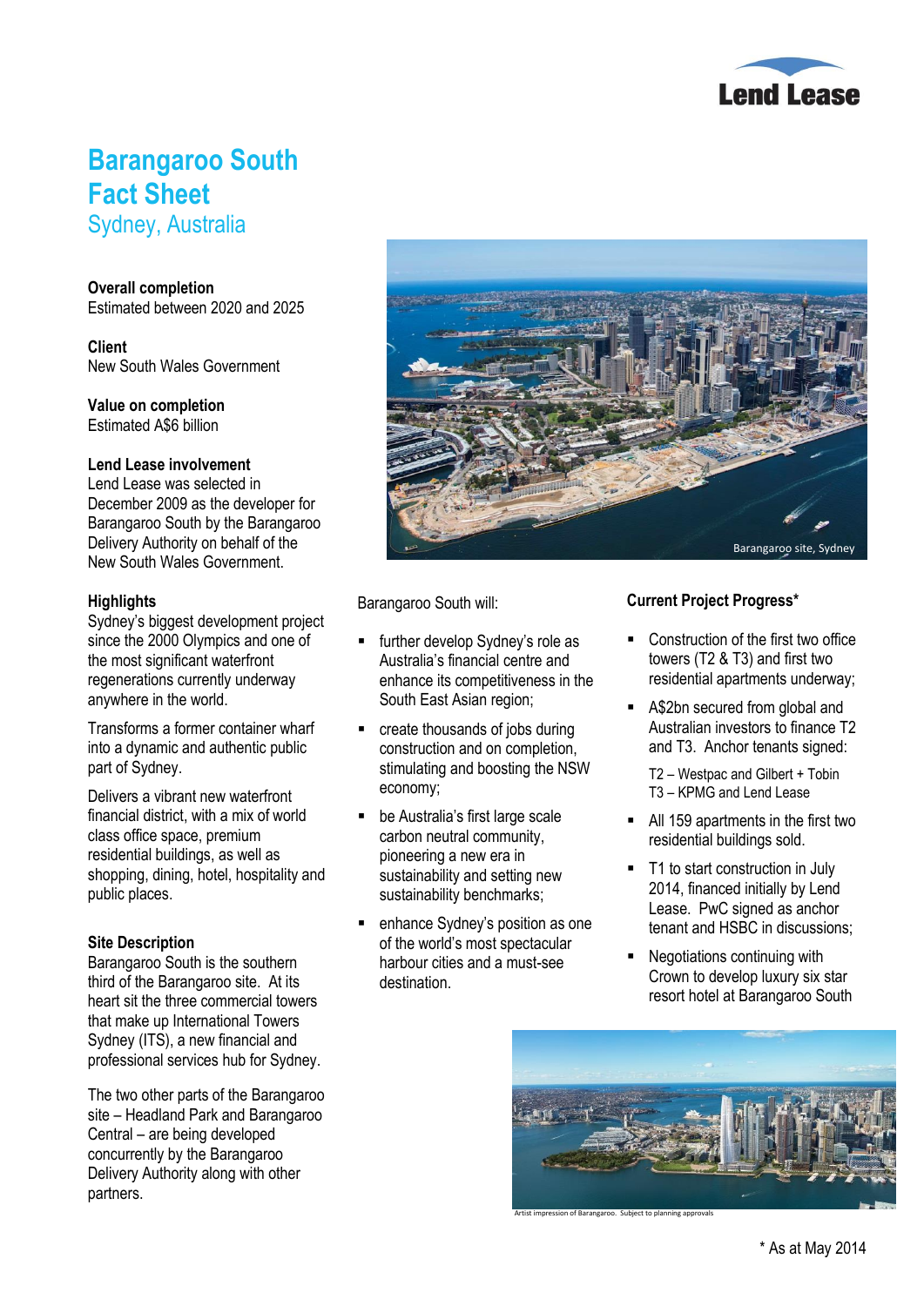# Barangaroo South Fact Sheet

Sydney, Australia

**Overall completion**
Estimated between 2020 and 2025

**Client**
New South Wales Government

**Value on completion**
Estimated A$6 billion

**Lend Lease involvement**
Lend Lease was selected in December 2009 as the developer for Barangaroo South by the Barangaroo Delivery Authority on behalf of the New South Wales Government.

**Highlights**
Sydney's biggest development project since the 2000 Olympics and one of the most significant waterfront regenerations currently underway anywhere in the world.

Transforms a former container wharf into a dynamic and authentic public part of Sydney.

Delivers a vibrant new waterfront financial district, with a mix of world class office space, premium residential buildings, as well as shopping, dining, hotel, hospitality and public places.

**Site Description**
Barangaroo South is the southern third of the Barangaroo site. At its heart sit the three commercial towers that make up International Towers Sydney (ITS), a new financial and professional services hub for Sydney.

The two other parts of the Barangaroo site – Headland Park and Barangaroo Central – are being developed concurrently by the Barangaroo Delivery Authority along with other partners.

Barangaroo site, Sydney

Barangaroo South will:

- further develop Sydney's role as Australia's financial centre and enhance its competitiveness in the South East Asian region;
- create thousands of jobs during construction and on completion, stimulating and boosting the NSW economy;
- be Australia's first large scale carbon neutral community, pioneering a new era in sustainability and setting new sustainability benchmarks;
- enhance Sydney's position as one of the world's most spectacular harbour cities and a must-see destination.

**Current Project Progress***

- Construction of the first two office towers (T2 & T3) and first two residential apartments underway;
- A$2bn secured from global and Australian investors to finance T2 and T3. Anchor tenants signed:

  T2 – Westpac and Gilbert + Tobin
  T3 – KPMG and Lend Lease
- All 159 apartments in the first two residential buildings sold.
- T1 to start construction in July 2014, financed initially by Lend Lease. PwC signed as anchor tenant and HSBC in discussions;
- Negotiations continuing with Crown to develop luxury six star resort hotel at Barangaroo South

Artist impression of Barangaroo. Subject to planning approvals

* As at May 2014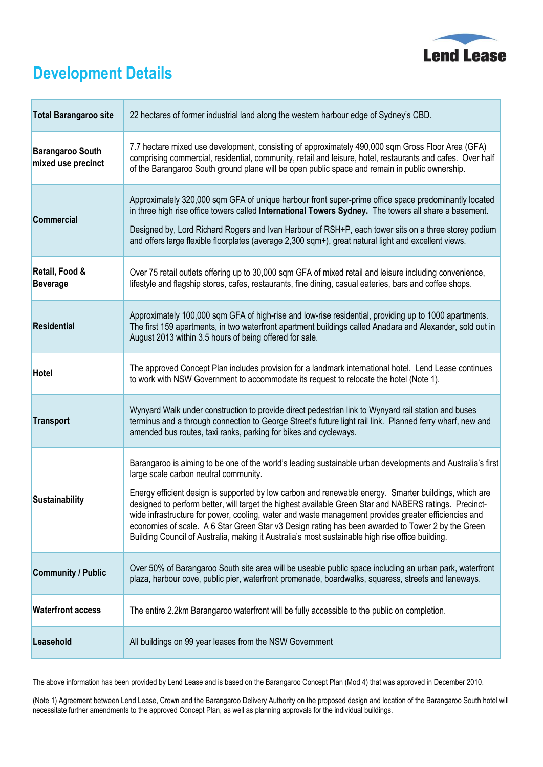# Development Details

| | |
|---|---|
| **Total Barangaroo site** | 22 hectares of former industrial land along the western harbour edge of Sydney's CBD. |
| **Barangaroo South mixed use precinct** | 7.7 hectare mixed use development, consisting of approximately 490,000 sqm Gross Floor Area (GFA) comprising commercial, residential, community, retail and leisure, hotel, restaurants and cafes. Over half of the Barangaroo South ground plane will be open public space and remain in public ownership. |
| **Commercial** | Approximately 320,000 sqm GFA of unique harbour front super-prime office space predominantly located in three high rise office towers called **International Towers Sydney.** The towers all share a basement. <br><br> Designed by, Lord Richard Rogers and Ivan Harbour of RSH+P, each tower sits on a three storey podium and offers large flexible floorplates (average 2,300 sqm+), great natural light and excellent views. |
| **Retail, Food & Beverage** | Over 75 retail outlets offering up to 30,000 sqm GFA of mixed retail and leisure including convenience, lifestyle and flagship stores, cafes, restaurants, fine dining, casual eateries, bars and coffee shops. |
| **Residential** | Approximately 100,000 sqm GFA of high-rise and low-rise residential, providing up to 1000 apartments. The first 159 apartments, in two waterfront apartment buildings called Anadara and Alexander, sold out in August 2013 within 3.5 hours of being offered for sale. |
| **Hotel** | The approved Concept Plan includes provision for a landmark international hotel. Lend Lease continues to work with NSW Government to accommodate its request to relocate the hotel (Note 1). |
| **Transport** | Wynyard Walk under construction to provide direct pedestrian link to Wynyard rail station and buses terminus and a through connection to George Street's future light rail link. Planned ferry wharf, new and amended bus routes, taxi ranks, parking for bikes and cycleways. |
| **Sustainability** | Barangaroo is aiming to be one of the world's leading sustainable urban developments and Australia's first large scale carbon neutral community. <br><br> Energy efficient design is supported by low carbon and renewable energy. Smarter buildings, which are designed to perform better, will target the highest available Green Star and NABERS ratings. Precinct-wide infrastructure for power, cooling, water and waste management provides greater efficiencies and economies of scale. A 6 Star Green Star v3 Design rating has been awarded to Tower 2 by the Green Building Council of Australia, making it Australia's most sustainable high rise office building. |
| **Community / Public** | Over 50% of Barangaroo South site area will be useable public space including an urban park, waterfront plaza, harbour cove, public pier, waterfront promenade, boardwalks, squaress, streets and laneways. |
| **Waterfront access** | The entire 2.2km Barangaroo waterfront will be fully accessible to the public on completion. |
| **Leasehold** | All buildings on 99 year leases from the NSW Government |

The above information has been provided by Lend Lease and is based on the Barangaroo Concept Plan (Mod 4) that was approved in December 2010.

(Note 1) Agreement between Lend Lease, Crown and the Barangaroo Delivery Authority on the proposed design and location of the Barangaroo South hotel will necessitate further amendments to the approved Concept Plan, as well as planning approvals for the individual buildings.